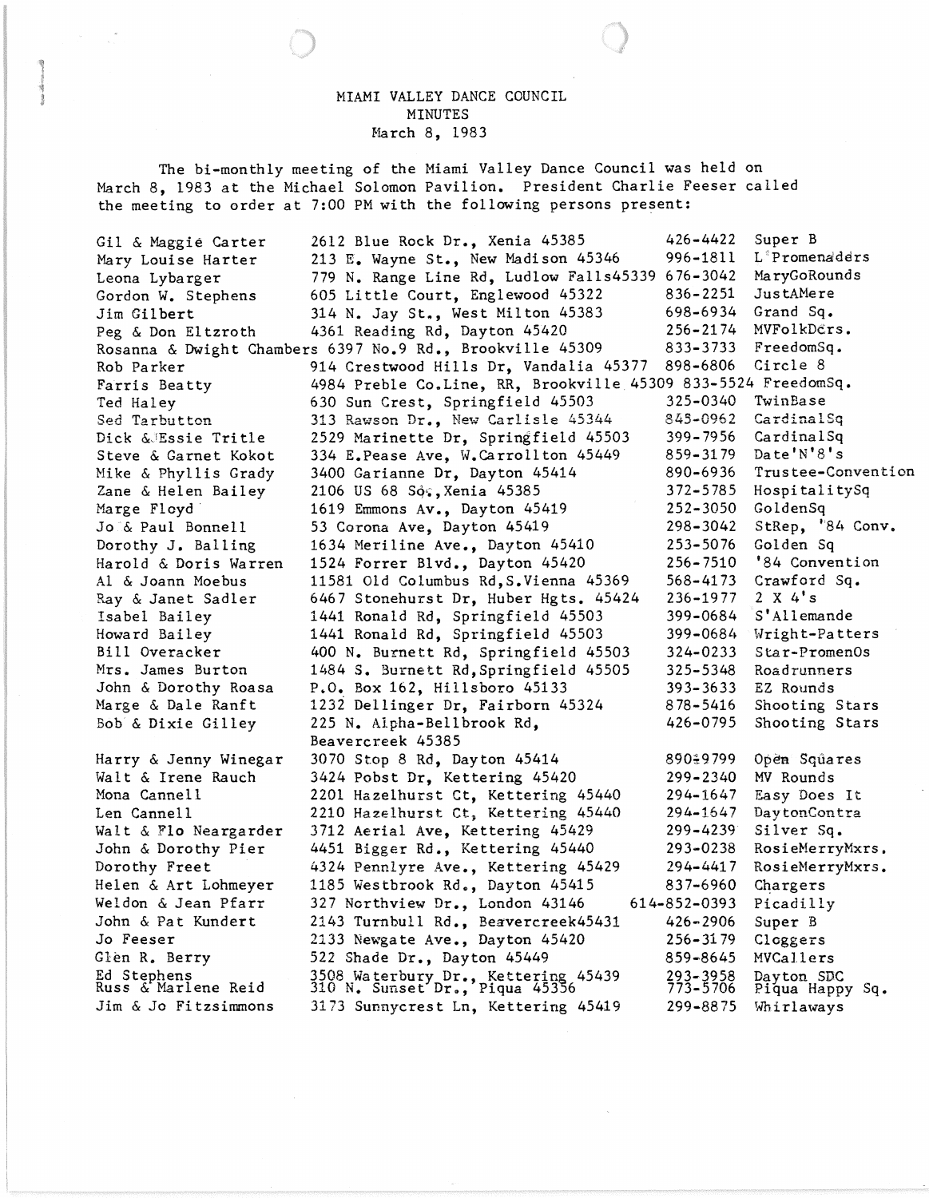MIAMI VALLEY DANCE COUNCIL
MINUTES
March 8, 1983

The bi-monthly meeting of the Miami Valley Dance Council was held on March 8, 1983 at the Michael Solomon Pavilion. President Charlie Feeser called the meeting to order at 7:00 PM with the following persons present:

| Name | Address | Phone | Club |
|---|---|---|---|
| Gil & Maggie Carter | 2612 Blue Rock Dr., Xenia 45385 | 426-4422 | Super B |
| Mary Louise Harter | 213 E. Wayne St., New Madison 45346 | 996-1811 | L'Promenadders |
| Leona Lybarger | 779 N. Range Line Rd, Ludlow Falls45339 | 676-3042 | MaryGoRounds |
| Gordon W. Stephens | 605 Little Court, Englewood 45322 | 836-2251 | JustAMere |
| Jim Gilbert | 314 N. Jay St., West Milton 45383 | 698-6934 | Grand Sq. |
| Peg & Don Eltzroth | 4361 Reading Rd, Dayton 45420 | 256-2174 | MVFolkDcrs. |
| Rosanna & Dwight Chambers | 6397 No.9 Rd., Brookville 45309 | 833-3733 | FreedomSq. |
| Rob Parker | 914 Crestwood Hills Dr, Vandalia 45377 | 898-6806 | Circle 8 |
| Farris Beatty | 4984 Preble Co.Line, RR, Brookville 45309 | 833-5524 | FreedomSq. |
| Ted Haley | 630 Sun Crest, Springfield 45503 | 325-0340 | TwinBase |
| Sed Tarbutton | 313 Rawson Dr., New Carlisle 45344 | 845-0962 | CardinalSq |
| Dick & Essie Tritle | 2529 Marinette Dr, Springfield 45503 | 399-7956 | CardinalSq |
| Steve & Garnet Kokot | 334 E.Pease Ave, W.Carrollton 45449 | 859-3179 | Date'N'8's |
| Mike & Phyllis Grady | 3400 Garianne Dr, Dayton 45414 | 890-6936 | Trustee-Convention |
| Zane & Helen Bailey | 2106 US 68 So., Xenia 45385 | 372-5785 | HospitalitySq |
| Marge Floyd | 1619 Emmons Av., Dayton 45419 | 252-3050 | GoldenSq |
| Jo & Paul Bonnell | 53 Corona Ave, Dayton 45419 | 298-3042 | StRep, '84 Conv. |
| Dorothy J. Balling | 1634 Meriline Ave., Dayton 45410 | 253-5076 | Golden Sq |
| Harold & Doris Warren | 1524 Forrer Blvd., Dayton 45420 | 256-7510 | '84 Convention |
| Al & Joann Moebus | 11581 Old Columbus Rd,S.Vienna 45369 | 568-4173 | Crawford Sq. |
| Ray & Janet Sadler | 6467 Stonehurst Dr, Huber Hgts. 45424 | 236-1977 | 2 X 4's |
| Isabel Bailey | 1441 Ronald Rd, Springfield 45503 | 399-0684 | S'Allemande |
| Howard Bailey | 1441 Ronald Rd, Springfield 45503 | 399-0684 | Wright-Patters |
| Bill Overacker | 400 N. Burnett Rd, Springfield 45503 | 324-0233 | Star-PromenOs |
| Mrs. James Burton | 1484 S. Burnett Rd,Springfield 45505 | 325-5348 | Roadrunners |
| John & Dorothy Roasa | P.O. Box 162, Hillsboro 45133 | 393-3633 | EZ Rounds |
| Marge & Dale Ranft | 1232 Dellinger Dr, Fairborn 45324 | 878-5416 | Shooting Stars |
| Bob & Dixie Gilley | 225 N. Alpha-Bellbrook Rd, Beavercreek 45385 | 426-0795 | Shooting Stars |
| Harry & Jenny Winegar | 3070 Stop 8 Rd, Dayton 45414 | 890-9799 | Open Squares |
| Walt & Irene Rauch | 3424 Pobst Dr, Kettering 45420 | 299-2340 | MV Rounds |
| Mona Cannell | 2201 Hazelhurst Ct, Kettering 45440 | 294-1647 | Easy Does It |
| Len Cannell | 2210 Hazelhurst Ct, Kettering 45440 | 294-1647 | DaytonContra |
| Walt & Flo Neargarder | 3712 Aerial Ave, Kettering 45429 | 299-4239 | Silver Sq. |
| John & Dorothy Pier | 4451 Bigger Rd., Kettering 45440 | 293-0238 | RosieMerryMxrs. |
| Dorothy Freet | 4324 Pennlyre Ave., Kettering 45429 | 294-4417 | RosieMerryMxrs. |
| Helen & Art Lohmeyer | 1185 Westbrook Rd., Dayton 45415 | 837-6960 | Chargers |
| Weldon & Jean Pfarr | 327 Northview Dr., London 43146 | 614-852-0393 | Picadilly |
| John & Pat Kundert | 2143 Turnbull Rd., Beavercreek45431 | 426-2906 | Super B |
| Jo Feeser | 2133 Newgate Ave., Dayton 45420 | 256-3179 | Cloggers |
| Glen R. Berry | 522 Shade Dr., Dayton 45449 | 859-8645 | MVCallers |
| Ed Stephens | 3508 Waterbury Dr., Kettering 45439 | 293-3958 | Dayton SDC |
| Russ & Marlene Reid | 310 N. Sunset Dr., Piqua 45356 | 773-5706 | Piqua Happy Sq. |
| Jim & Jo Fitzsimmons | 3173 Sunnycrest Ln, Kettering 45419 | 299-8875 | Whirlaways |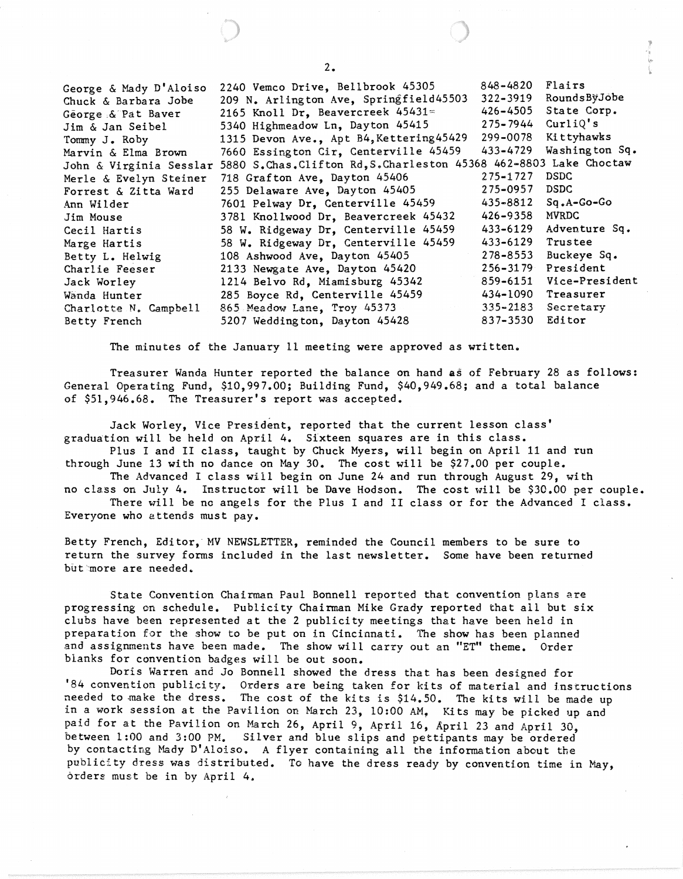| | | | |
|---|---|---|---|
| George & Mady D'Aloiso | 2240 Vemco Drive, Bellbrook 45305 | 848-4820 | Flairs |
| Chuck & Barbara Jobe | 209 N. Arlington Ave, Springfield45503 | 322-3919 | RoundsByJobe |
| George & Pat Baver | 2165 Knoll Dr, Beavercreek 45431 | 426-4505 | State Corp. |
| Jim & Jan Seibel | 5340 Highmeadow Ln, Dayton 45415 | 275-7944 | CurliQ's |
| Tommy J. Roby | 1315 Devon Ave., Apt B4,Kettering45429 | 299-0078 | Kittyhawks |
| Marvin & Elma Brown | 7660 Essington Cir, Centerville 45459 | 433-4729 | Washington Sq. |
| John & Virginia Sesslar | 5880 S.Chas.Clifton Rd,S.Charleston 45368 | 462-8803 | Lake Choctaw |
| Merle & Evelyn Steiner | 718 Grafton Ave, Dayton 45406 | 275-1727 | DSDC |
| Forrest & Zitta Ward | 255 Delaware Ave, Dayton 45405 | 275-0957 | DSDC |
| Ann Wilder | 7601 Pelway Dr, Centerville 45459 | 435-8812 | Sq.A-Go-Go |
| Jim Mouse | 3781 Knollwood Dr, Beavercreek 45432 | 426-9358 | MVRDC |
| Cecil Hartis | 58 W. Ridgeway Dr, Centerville 45459 | 433-6129 | Adventure Sq. |
| Marge Hartis | 58 W. Ridgeway Dr, Centerville 45459 | 433-6129 | Trustee |
| Betty L. Helwig | 108 Ashwood Ave, Dayton 45405 | 278-8553 | Buckeye Sq. |
| Charlie Feeser | 2133 Newgate Ave, Dayton 45420 | 256-3179 | President |
| Jack Worley | 1214 Belvo Rd, Miamisburg 45342 | 859-6151 | Vice-President |
| Wanda Hunter | 285 Boyce Rd, Centerville 45459 | 434-1090 | Treasurer |
| Charlotte N. Campbell | 865 Meadow Lane, Troy 45373 | 335-2183 | Secretary |
| Betty French | 5207 Weddington, Dayton 45428 | 837-3530 | Editor |

The minutes of the January 11 meeting were approved as written.

Treasurer Wanda Hunter reported the balance on hand as of February 28 as follows: General Operating Fund, $10,997.00; Building Fund, $40,949.68; and a total balance of $51,946.68. The Treasurer's report was accepted.

Jack Worley, Vice President, reported that the current lesson class' graduation will be held on April 4. Sixteen squares are in this class.

Plus I and II class, taught by Chuck Myers, will begin on April 11 and run through June 13 with no dance on May 30. The cost will be $27.00 per couple.

The Advanced I class will begin on June 24 and run through August 29, with no class on July 4. Instructor will be Dave Hodson. The cost will be $30.00 per couple.

There will be no angels for the Plus I and II class or for the Advanced I class. Everyone who attends must pay.

Betty French, Editor, MV NEWSLETTER, reminded the Council members to be sure to return the survey forms included in the last newsletter. Some have been returned but more are needed.

State Convention Chairman Paul Bonnell reported that convention plans are progressing on schedule. Publicity Chairman Mike Grady reported that all but six clubs have been represented at the 2 publicity meetings that have been held in preparation for the show to be put on in Cincinnati. The show has been planned and assignments have been made. The show will carry out an "ET" theme. Order blanks for convention badges will be out soon.

Doris Warren and Jo Bonnell showed the dress that has been designed for '84 convention publicity. Orders are being taken for kits of material and instructions needed to make the dress. The cost of the kits is $14.50. The kits will be made up in a work session at the Pavilion on March 23, 10:00 AM. Kits may be picked up and paid for at the Pavilion on March 26, April 9, April 16, April 23 and April 30, between 1:00 and 3:00 PM. Silver and blue slips and pettipants may be ordered by contacting Mady D'Aloiso. A flyer containing all the information about the publicity dress was distributed. To have the dress ready by convention time in May, orders must be in by April 4.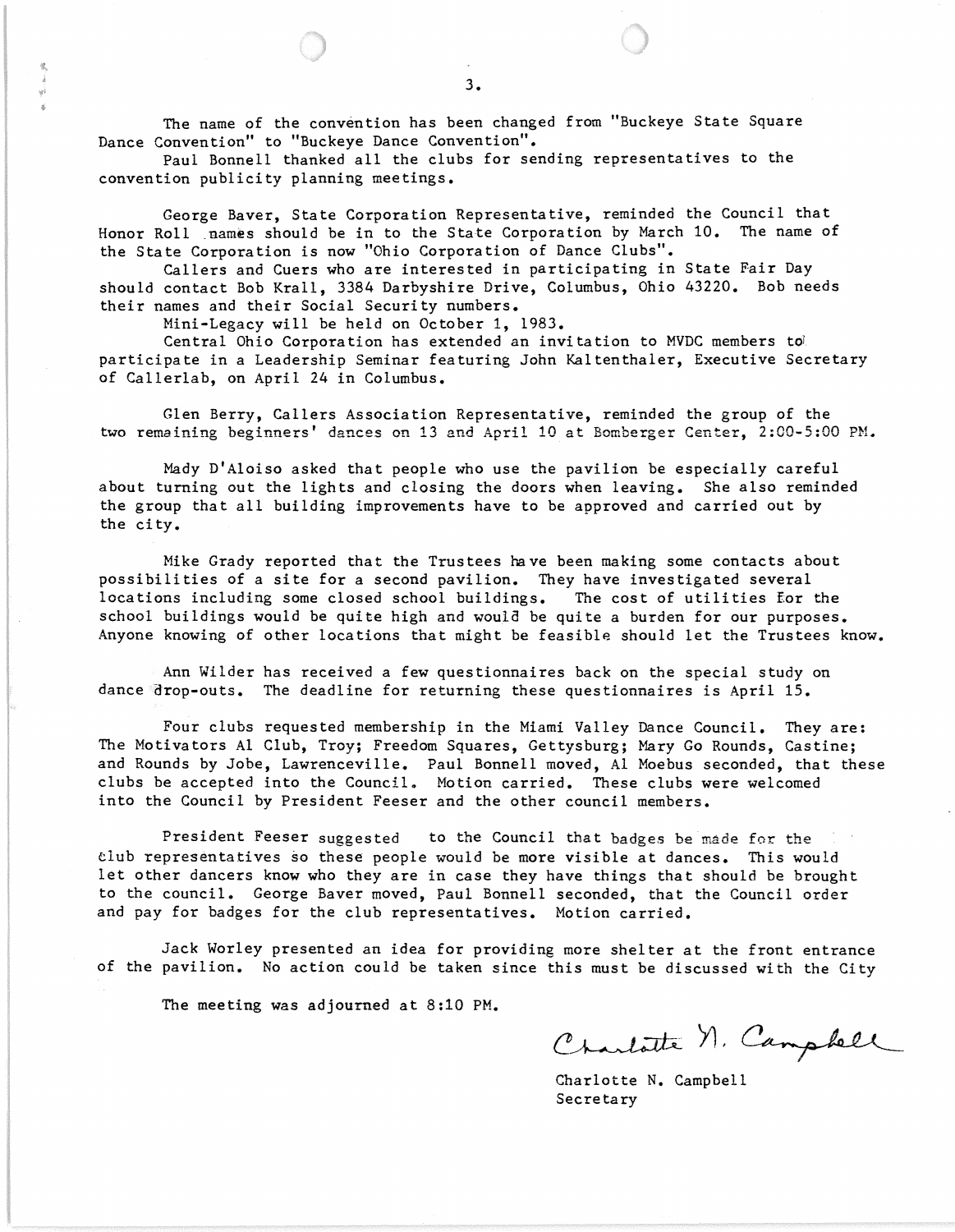The name of the convention has been changed from "Buckeye State Square Dance Convention" to "Buckeye Dance Convention".

Paul Bonnell thanked all the clubs for sending representatives to the convention publicity planning meetings.

George Baver, State Corporation Representative, reminded the Council that Honor Roll names should be in to the State Corporation by March 10. The name of the State Corporation is now "Ohio Corporation of Dance Clubs".

Callers and Cuers who are interested in participating in State Fair Day should contact Bob Krall, 3384 Darbyshire Drive, Columbus, Ohio 43220. Bob needs their names and their Social Security numbers.

Mini-Legacy will be held on October 1, 1983.

Central Ohio Corporation has extended an invitation to MVDC members to participate in a Leadership Seminar featuring John Kaltenthaler, Executive Secretary of Callerlab, on April 24 in Columbus.

Glen Berry, Callers Association Representative, reminded the group of the two remaining beginners' dances on 13 and April 10 at Bomberger Center, 2:00-5:00 PM.

Mady D'Aloiso asked that people who use the pavilion be especially careful about turning out the lights and closing the doors when leaving. She also reminded the group that all building improvements have to be approved and carried out by the city.

Mike Grady reported that the Trustees have been making some contacts about possibilities of a site for a second pavilion. They have investigated several locations including some closed school buildings. The cost of utilities for the school buildings would be quite high and would be quite a burden for our purposes. Anyone knowing of other locations that might be feasible should let the Trustees know.

Ann Wilder has received a few questionnaires back on the special study on dance drop-outs. The deadline for returning these questionnaires is April 15.

Four clubs requested membership in the Miami Valley Dance Council. They are: The Motivators Al Club, Troy; Freedom Squares, Gettysburg; Mary Go Rounds, Castine; and Rounds by Jobe, Lawrenceville. Paul Bonnell moved, Al Moebus seconded, that these clubs be accepted into the Council. Motion carried. These clubs were welcomed into the Council by President Feeser and the other council members.

President Feeser suggested to the Council that badges be made for the club representatives so these people would be more visible at dances. This would let other dancers know who they are in case they have things that should be brought to the council. George Baver moved, Paul Bonnell seconded, that the Council order and pay for badges for the club representatives. Motion carried.

Jack Worley presented an idea for providing more shelter at the front entrance of the pavilion. No action could be taken since this must be discussed with the City

The meeting was adjourned at 8:10 PM.

Charlotte N. Campbell

Charlotte N. Campbell
Secretary